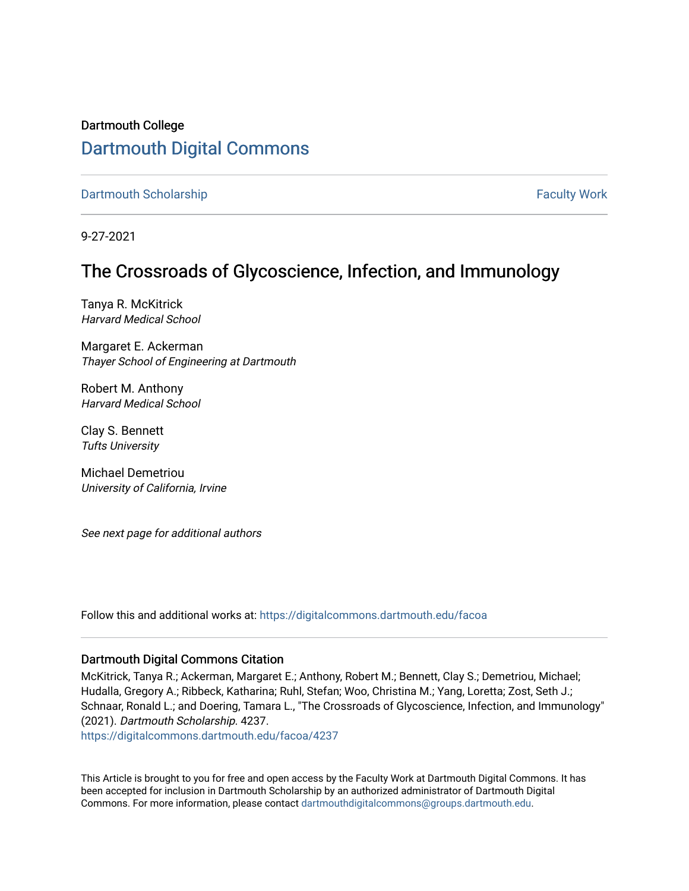Dartmouth College

# Dartmouth Digital Commons

Dartmouth Scholarship | Faculty Work

9-27-2021

## The Crossroads of Glycoscience, Infection, and Immunology

Tanya R. McKitrick
*Harvard Medical School*

Margaret E. Ackerman
*Thayer School of Engineering at Dartmouth*

Robert M. Anthony
*Harvard Medical School*

Clay S. Bennett
*Tufts University*

Michael Demetriou
*University of California, Irvine*

*See next page for additional authors*

Follow this and additional works at: https://digitalcommons.dartmouth.edu/facoa

### Dartmouth Digital Commons Citation

McKitrick, Tanya R.; Ackerman, Margaret E.; Anthony, Robert M.; Bennett, Clay S.; Demetriou, Michael; Hudalla, Gregory A.; Ribbeck, Katharina; Ruhl, Stefan; Woo, Christina M.; Yang, Loretta; Zost, Seth J.; Schnaar, Ronald L.; and Doering, Tamara L., "The Crossroads of Glycoscience, Infection, and Immunology" (2021). *Dartmouth Scholarship*. 4237.
https://digitalcommons.dartmouth.edu/facoa/4237

This Article is brought to you for free and open access by the Faculty Work at Dartmouth Digital Commons. It has been accepted for inclusion in Dartmouth Scholarship by an authorized administrator of Dartmouth Digital Commons. For more information, please contact dartmouthdigitalcommons@groups.dartmouth.edu.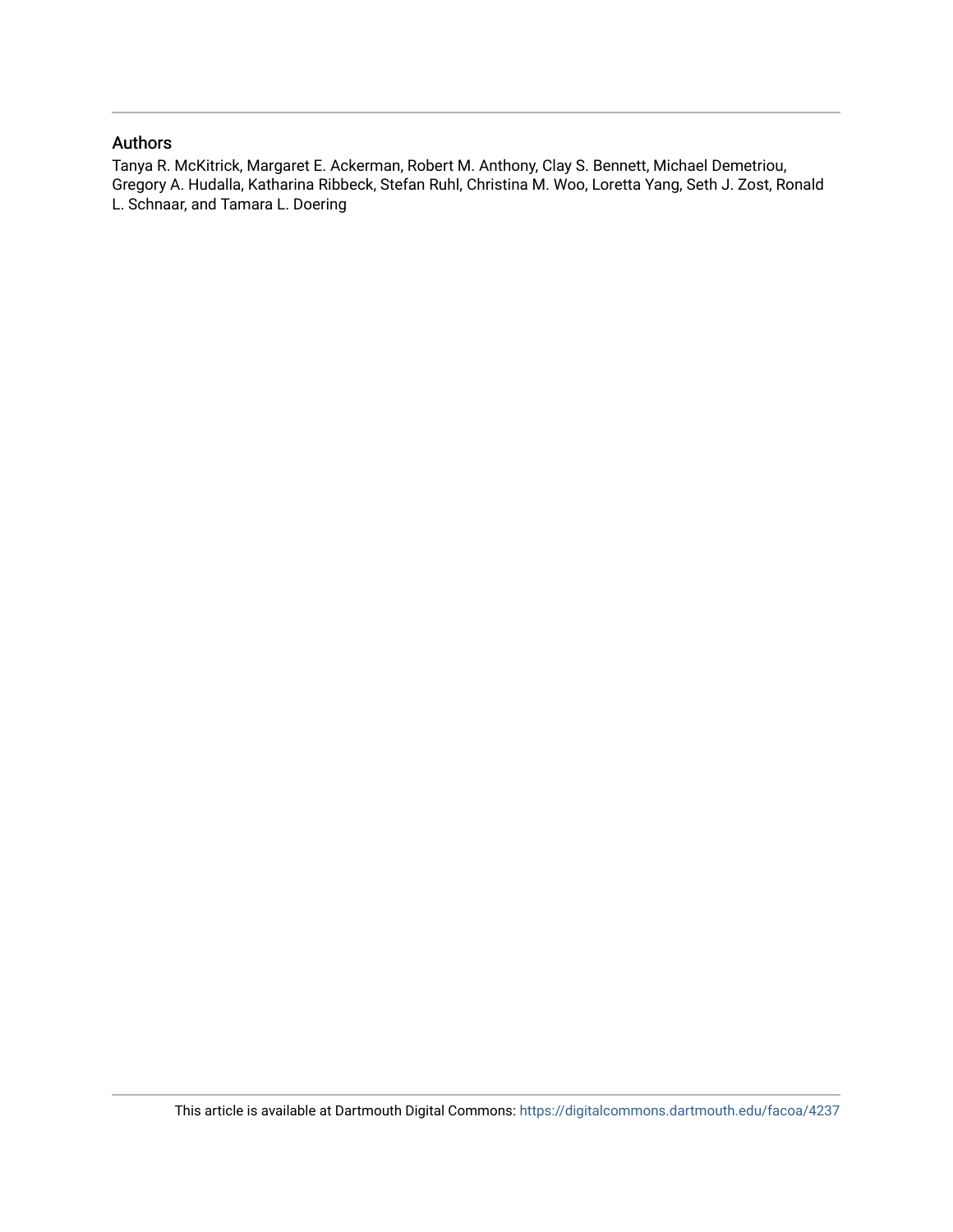## Authors

Tanya R. McKitrick, Margaret E. Ackerman, Robert M. Anthony, Clay S. Bennett, Michael Demetriou, Gregory A. Hudalla, Katharina Ribbeck, Stefan Ruhl, Christina M. Woo, Loretta Yang, Seth J. Zost, Ronald L. Schnaar, and Tamara L. Doering

This article is available at Dartmouth Digital Commons: https://digitalcommons.dartmouth.edu/facoa/4237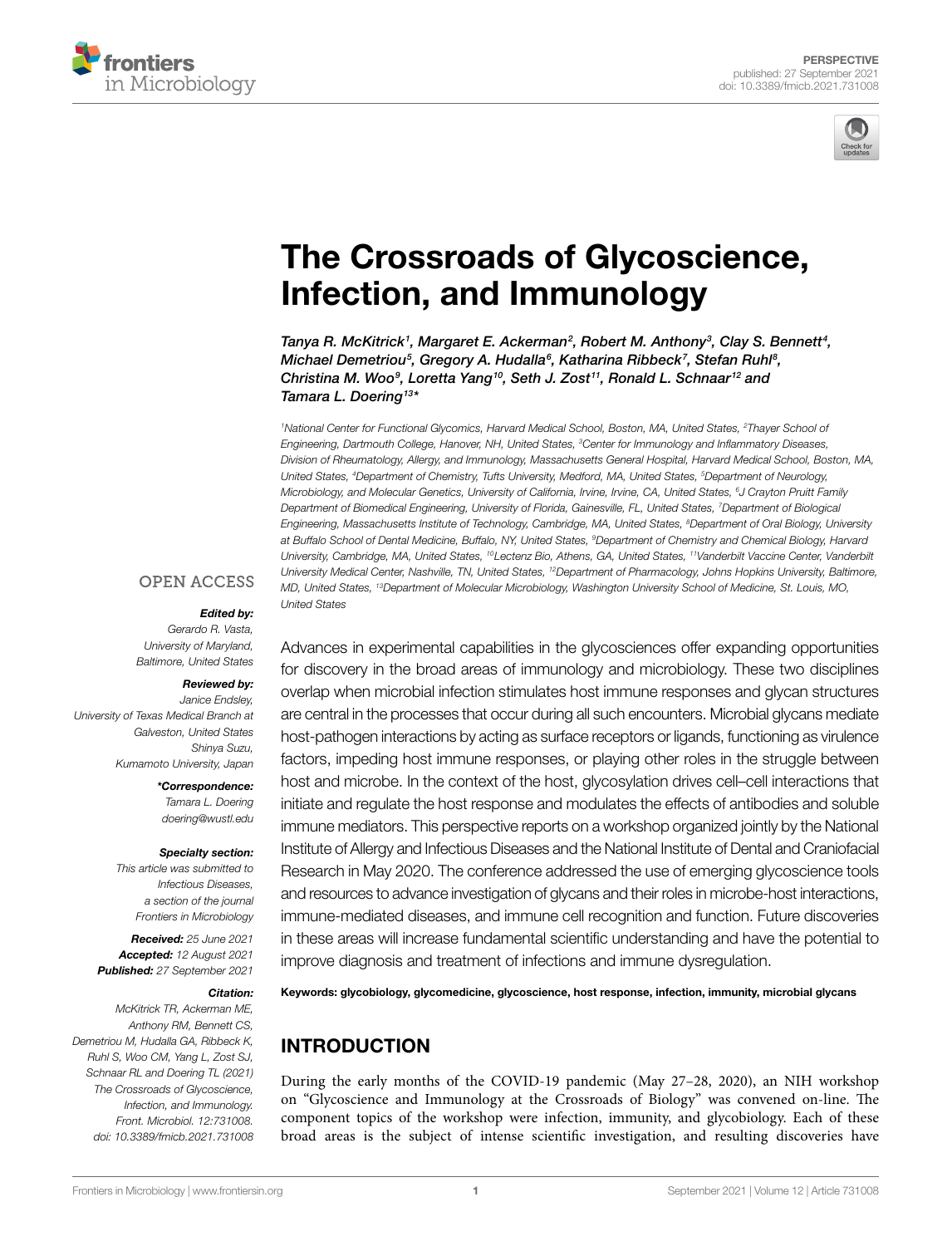# The Crossroads of Glycoscience, Infection, and Immunology

*Tanya R. McKitrick[1], Margaret E. Ackerman[2], Robert M. Anthony[3], Clay S. Bennett[4], Michael Demetriou[5], Gregory A. Hudalla[6], Katharina Ribbeck[7], Stefan Ruhl[8], Christina M. Woo[9], Loretta Yang[10], Seth J. Zost[11], Ronald L. Schnaar[12] and Tamara L. Doering[13]**

[1]National Center for Functional Glycomics, Harvard Medical School, Boston, MA, United States, [2]Thayer School of Engineering, Dartmouth College, Hanover, NH, United States, [3]Center for Immunology and Inflammatory Diseases, Division of Rheumatology, Allergy, and Immunology, Massachusetts General Hospital, Harvard Medical School, Boston, MA, United States, [4]Department of Chemistry, Tufts University, Medford, MA, United States, [5]Department of Neurology, Microbiology, and Molecular Genetics, University of California, Irvine, Irvine, CA, United States, [6]J Crayton Pruitt Family Department of Biomedical Engineering, University of Florida, Gainesville, FL, United States, [7]Department of Biological Engineering, Massachusetts Institute of Technology, Cambridge, MA, United States, [8]Department of Oral Biology, University at Buffalo School of Dental Medicine, Buffalo, NY, United States, [9]Department of Chemistry and Chemical Biology, Harvard University, Cambridge, MA, United States, [10]Lectenz Bio, Athens, GA, United States, [11]Vanderbilt Vaccine Center, Vanderbilt University Medical Center, Nashville, TN, United States, [12]Department of Pharmacology, Johns Hopkins University, Baltimore, MD, United States, [13]Department of Molecular Microbiology, Washington University School of Medicine, St. Louis, MO, United States

OPEN ACCESS

***Edited by:***
*Gerardo R. Vasta, University of Maryland, Baltimore, United States*

***Reviewed by:***
*Janice Endsley, University of Texas Medical Branch at Galveston, United States*
*Shinya Suzu, Kumamoto University, Japan*

***\*Correspondence:***
*Tamara L. Doering*
*doering@wustl.edu*

***Specialty section:***
*This article was submitted to Infectious Diseases, a section of the journal Frontiers in Microbiology*

***Received:*** *25 June 2021*
***Accepted:*** *12 August 2021*
***Published:*** *27 September 2021*

***Citation:***
*McKitrick TR, Ackerman ME, Anthony RM, Bennett CS, Demetriou M, Hudalla GA, Ribbeck K, Ruhl S, Woo CM, Yang L, Zost SJ, Schnaar RL and Doering TL (2021) The Crossroads of Glycoscience, Infection, and Immunology. Front. Microbiol. 12:731008. doi: 10.3389/fmicb.2021.731008*

Advances in experimental capabilities in the glycosciences offer expanding opportunities for discovery in the broad areas of immunology and microbiology. These two disciplines overlap when microbial infection stimulates host immune responses and glycan structures are central in the processes that occur during all such encounters. Microbial glycans mediate host-pathogen interactions by acting as surface receptors or ligands, functioning as virulence factors, impeding host immune responses, or playing other roles in the struggle between host and microbe. In the context of the host, glycosylation drives cell–cell interactions that initiate and regulate the host response and modulates the effects of antibodies and soluble immune mediators. This perspective reports on a workshop organized jointly by the National Institute of Allergy and Infectious Diseases and the National Institute of Dental and Craniofacial Research in May 2020. The conference addressed the use of emerging glycoscience tools and resources to advance investigation of glycans and their roles in microbe-host interactions, immune-mediated diseases, and immune cell recognition and function. Future discoveries in these areas will increase fundamental scientific understanding and have the potential to improve diagnosis and treatment of infections and immune dysregulation.

**Keywords: glycobiology, glycomedicine, glycoscience, host response, infection, immunity, microbial glycans**

## INTRODUCTION

During the early months of the COVID-19 pandemic (May 27–28, 2020), an NIH workshop on "Glycoscience and Immunology at the Crossroads of Biology" was convened on-line. The component topics of the workshop were infection, immunity, and glycobiology. Each of these broad areas is the subject of intense scientific investigation, and resulting discoveries have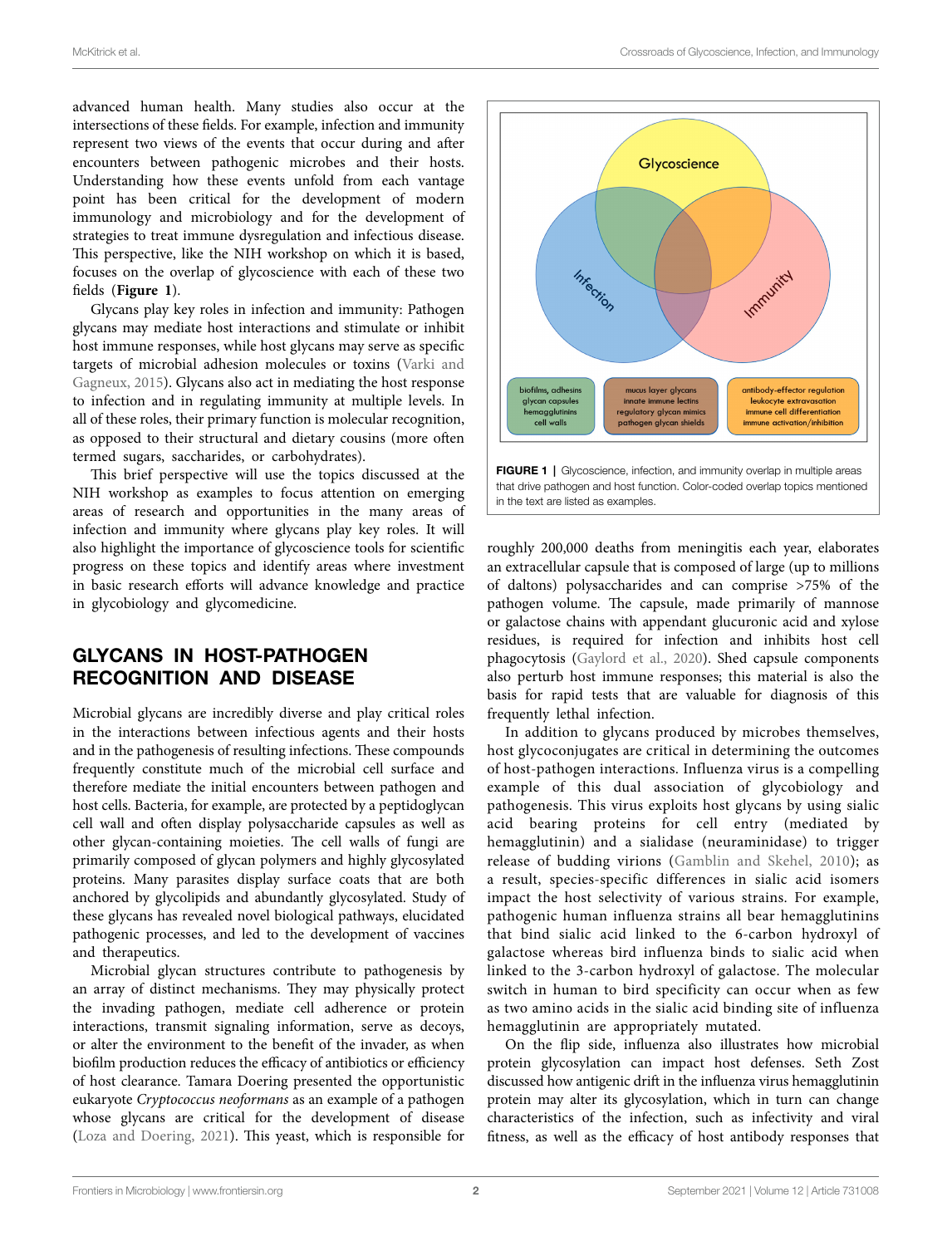advanced human health. Many studies also occur at the intersections of these fields. For example, infection and immunity represent two views of the events that occur during and after encounters between pathogenic microbes and their hosts. Understanding how these events unfold from each vantage point has been critical for the development of modern immunology and microbiology and for the development of strategies to treat immune dysregulation and infectious disease. This perspective, like the NIH workshop on which it is based, focuses on the overlap of glycoscience with each of these two fields (**Figure 1**).

Glycans play key roles in infection and immunity: Pathogen glycans may mediate host interactions and stimulate or inhibit host immune responses, while host glycans may serve as specific targets of microbial adhesion molecules or toxins (Varki and Gagneux, 2015). Glycans also act in mediating the host response to infection and in regulating immunity at multiple levels. In all of these roles, their primary function is molecular recognition, as opposed to their structural and dietary cousins (more often termed sugars, saccharides, or carbohydrates).

This brief perspective will use the topics discussed at the NIH workshop as examples to focus attention on emerging areas of research and opportunities in the many areas of infection and immunity where glycans play key roles. It will also highlight the importance of glycoscience tools for scientific progress on these topics and identify areas where investment in basic research efforts will advance knowledge and practice in glycobiology and glycomedicine.

## GLYCANS IN HOST-PATHOGEN RECOGNITION AND DISEASE

Microbial glycans are incredibly diverse and play critical roles in the interactions between infectious agents and their hosts and in the pathogenesis of resulting infections. These compounds frequently constitute much of the microbial cell surface and therefore mediate the initial encounters between pathogen and host cells. Bacteria, for example, are protected by a peptidoglycan cell wall and often display polysaccharide capsules as well as other glycan-containing moieties. The cell walls of fungi are primarily composed of glycan polymers and highly glycosylated proteins. Many parasites display surface coats that are both anchored by glycolipids and abundantly glycosylated. Study of these glycans has revealed novel biological pathways, elucidated pathogenic processes, and led to the development of vaccines and therapeutics.

Microbial glycan structures contribute to pathogenesis by an array of distinct mechanisms. They may physically protect the invading pathogen, mediate cell adherence or protein interactions, transmit signaling information, serve as decoys, or alter the environment to the benefit of the invader, as when biofilm production reduces the efficacy of antibiotics or efficiency of host clearance. Tamara Doering presented the opportunistic eukaryote *Cryptococcus neoformans* as an example of a pathogen whose glycans are critical for the development of disease (Loza and Doering, 2021). This yeast, which is responsible for roughly 200,000 deaths from meningitis each year, elaborates an extracellular capsule that is composed of large (up to millions of daltons) polysaccharides and can comprise >75% of the pathogen volume. The capsule, made primarily of mannose or galactose chains with appendant glucuronic acid and xylose residues, is required for infection and inhibits host cell phagocytosis (Gaylord et al., 2020). Shed capsule components also perturb host immune responses; this material is also the basis for rapid tests that are valuable for diagnosis of this frequently lethal infection.

In addition to glycans produced by microbes themselves, host glycoconjugates are critical in determining the outcomes of host-pathogen interactions. Influenza virus is a compelling example of this dual association of glycobiology and pathogenesis. This virus exploits host glycans by using sialic acid bearing proteins for cell entry (mediated by hemagglutinin) and a sialidase (neuraminidase) to trigger release of budding virions (Gamblin and Skehel, 2010); as a result, species-specific differences in sialic acid isomers impact the host selectivity of various strains. For example, pathogenic human influenza strains all bear hemagglutinins that bind sialic acid linked to the 6-carbon hydroxyl of galactose whereas bird influenza binds to sialic acid when linked to the 3-carbon hydroxyl of galactose. The molecular switch in human to bird specificity can occur when as few as two amino acids in the sialic acid binding site of influenza hemagglutinin are appropriately mutated.

On the flip side, influenza also illustrates how microbial protein glycosylation can impact host defenses. Seth Zost discussed how antigenic drift in the influenza virus hemagglutinin protein may alter its glycosylation, which in turn can change characteristics of the infection, such as infectivity and viral fitness, as well as the efficacy of host antibody responses that

**FIGURE 1** | Glycoscience, infection, and immunity overlap in multiple areas that drive pathogen and host function. Color-coded overlap topics mentioned in the text are listed as examples.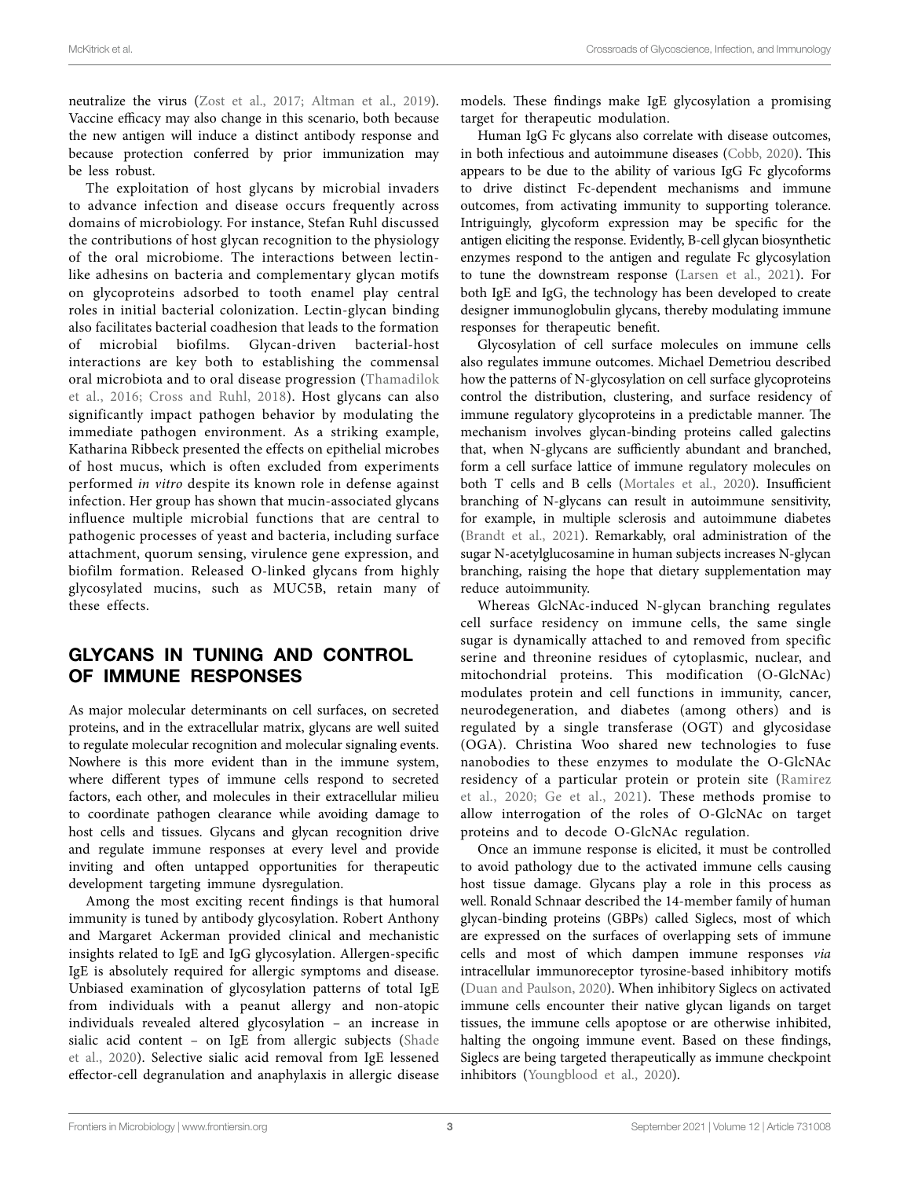neutralize the virus (Zost et al., 2017; Altman et al., 2019). Vaccine efficacy may also change in this scenario, both because the new antigen will induce a distinct antibody response and because protection conferred by prior immunization may be less robust.

The exploitation of host glycans by microbial invaders to advance infection and disease occurs frequently across domains of microbiology. For instance, Stefan Ruhl discussed the contributions of host glycan recognition to the physiology of the oral microbiome. The interactions between lectin-like adhesins on bacteria and complementary glycan motifs on glycoproteins adsorbed to tooth enamel play central roles in initial bacterial colonization. Lectin-glycan binding also facilitates bacterial coadhesion that leads to the formation of microbial biofilms. Glycan-driven bacterial-host interactions are key both to establishing the commensal oral microbiota and to oral disease progression (Thamadilok et al., 2016; Cross and Ruhl, 2018). Host glycans can also significantly impact pathogen behavior by modulating the immediate pathogen environment. As a striking example, Katharina Ribbeck presented the effects on epithelial microbes of host mucus, which is often excluded from experiments performed *in vitro* despite its known role in defense against infection. Her group has shown that mucin-associated glycans influence multiple microbial functions that are central to pathogenic processes of yeast and bacteria, including surface attachment, quorum sensing, virulence gene expression, and biofilm formation. Released O-linked glycans from highly glycosylated mucins, such as MUC5B, retain many of these effects.

## GLYCANS IN TUNING AND CONTROL OF IMMUNE RESPONSES

As major molecular determinants on cell surfaces, on secreted proteins, and in the extracellular matrix, glycans are well suited to regulate molecular recognition and molecular signaling events. Nowhere is this more evident than in the immune system, where different types of immune cells respond to secreted factors, each other, and molecules in their extracellular milieu to coordinate pathogen clearance while avoiding damage to host cells and tissues. Glycans and glycan recognition drive and regulate immune responses at every level and provide inviting and often untapped opportunities for therapeutic development targeting immune dysregulation.

Among the most exciting recent findings is that humoral immunity is tuned by antibody glycosylation. Robert Anthony and Margaret Ackerman provided clinical and mechanistic insights related to IgE and IgG glycosylation. Allergen-specific IgE is absolutely required for allergic symptoms and disease. Unbiased examination of glycosylation patterns of total IgE from individuals with a peanut allergy and non-atopic individuals revealed altered glycosylation – an increase in sialic acid content – on IgE from allergic subjects (Shade et al., 2020). Selective sialic acid removal from IgE lessened effector-cell degranulation and anaphylaxis in allergic disease models. These findings make IgE glycosylation a promising target for therapeutic modulation.

Human IgG Fc glycans also correlate with disease outcomes, in both infectious and autoimmune diseases (Cobb, 2020). This appears to be due to the ability of various IgG Fc glycoforms to drive distinct Fc-dependent mechanisms and immune outcomes, from activating immunity to supporting tolerance. Intriguingly, glycoform expression may be specific for the antigen eliciting the response. Evidently, B-cell glycan biosynthetic enzymes respond to the antigen and regulate Fc glycosylation to tune the downstream response (Larsen et al., 2021). For both IgE and IgG, the technology has been developed to create designer immunoglobulin glycans, thereby modulating immune responses for therapeutic benefit.

Glycosylation of cell surface molecules on immune cells also regulates immune outcomes. Michael Demetriou described how the patterns of N-glycosylation on cell surface glycoproteins control the distribution, clustering, and surface residency of immune regulatory glycoproteins in a predictable manner. The mechanism involves glycan-binding proteins called galectins that, when N-glycans are sufficiently abundant and branched, form a cell surface lattice of immune regulatory molecules on both T cells and B cells (Mortales et al., 2020). Insufficient branching of N-glycans can result in autoimmune sensitivity, for example, in multiple sclerosis and autoimmune diabetes (Brandt et al., 2021). Remarkably, oral administration of the sugar N-acetylglucosamine in human subjects increases N-glycan branching, raising the hope that dietary supplementation may reduce autoimmunity.

Whereas GlcNAc-induced N-glycan branching regulates cell surface residency on immune cells, the same single sugar is dynamically attached to and removed from specific serine and threonine residues of cytoplasmic, nuclear, and mitochondrial proteins. This modification (O-GlcNAc) modulates protein and cell functions in immunity, cancer, neurodegeneration, and diabetes (among others) and is regulated by a single transferase (OGT) and glycosidase (OGA). Christina Woo shared new technologies to fuse nanobodies to these enzymes to modulate the O-GlcNAc residency of a particular protein or protein site (Ramirez et al., 2020; Ge et al., 2021). These methods promise to allow interrogation of the roles of O-GlcNAc on target proteins and to decode O-GlcNAc regulation.

Once an immune response is elicited, it must be controlled to avoid pathology due to the activated immune cells causing host tissue damage. Glycans play a role in this process as well. Ronald Schnaar described the 14-member family of human glycan-binding proteins (GBPs) called Siglecs, most of which are expressed on the surfaces of overlapping sets of immune cells and most of which dampen immune responses *via* intracellular immunoreceptor tyrosine-based inhibitory motifs (Duan and Paulson, 2020). When inhibitory Siglecs on activated immune cells encounter their native glycan ligands on target tissues, the immune cells apoptose or are otherwise inhibited, halting the ongoing immune event. Based on these findings, Siglecs are being targeted therapeutically as immune checkpoint inhibitors (Youngblood et al., 2020).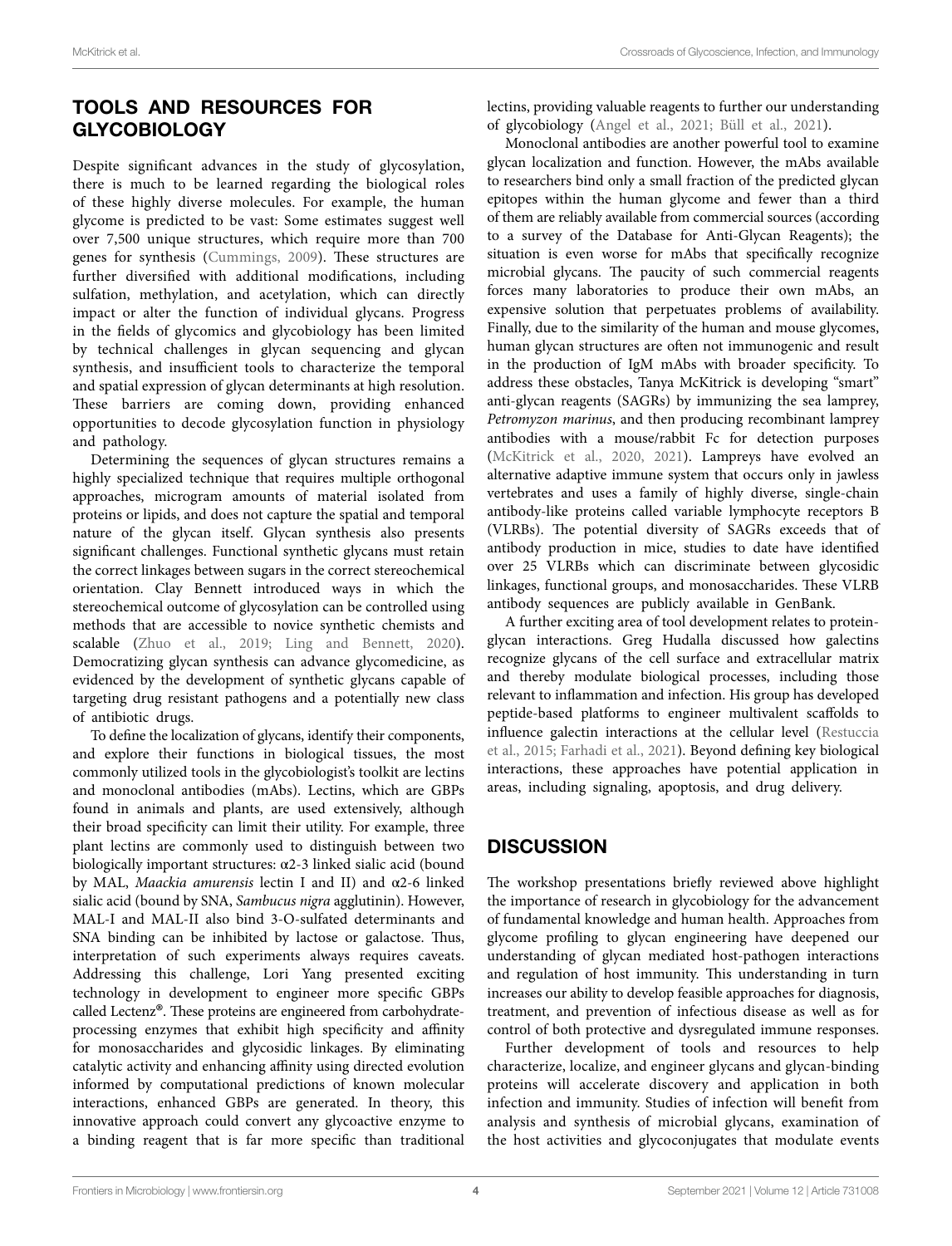## TOOLS AND RESOURCES FOR GLYCOBIOLOGY

Despite significant advances in the study of glycosylation, there is much to be learned regarding the biological roles of these highly diverse molecules. For example, the human glycome is predicted to be vast: Some estimates suggest well over 7,500 unique structures, which require more than 700 genes for synthesis (Cummings, 2009). These structures are further diversified with additional modifications, including sulfation, methylation, and acetylation, which can directly impact or alter the function of individual glycans. Progress in the fields of glycomics and glycobiology has been limited by technical challenges in glycan sequencing and glycan synthesis, and insufficient tools to characterize the temporal and spatial expression of glycan determinants at high resolution. These barriers are coming down, providing enhanced opportunities to decode glycosylation function in physiology and pathology.

Determining the sequences of glycan structures remains a highly specialized technique that requires multiple orthogonal approaches, microgram amounts of material isolated from proteins or lipids, and does not capture the spatial and temporal nature of the glycan itself. Glycan synthesis also presents significant challenges. Functional synthetic glycans must retain the correct linkages between sugars in the correct stereochemical orientation. Clay Bennett introduced ways in which the stereochemical outcome of glycosylation can be controlled using methods that are accessible to novice synthetic chemists and scalable (Zhuo et al., 2019; Ling and Bennett, 2020). Democratizing glycan synthesis can advance glycomedicine, as evidenced by the development of synthetic glycans capable of targeting drug resistant pathogens and a potentially new class of antibiotic drugs.

To define the localization of glycans, identify their components, and explore their functions in biological tissues, the most commonly utilized tools in the glycobiologist's toolkit are lectins and monoclonal antibodies (mAbs). Lectins, which are GBPs found in animals and plants, are used extensively, although their broad specificity can limit their utility. For example, three plant lectins are commonly used to distinguish between two biologically important structures: α2-3 linked sialic acid (bound by MAL, *Maackia amurensis* lectin I and II) and α2-6 linked sialic acid (bound by SNA, *Sambucus nigra* agglutinin). However, MAL-I and MAL-II also bind 3-O-sulfated determinants and SNA binding can be inhibited by lactose or galactose. Thus, interpretation of such experiments always requires caveats. Addressing this challenge, Lori Yang presented exciting technology in development to engineer more specific GBPs called Lectenz®. These proteins are engineered from carbohydrate-processing enzymes that exhibit high specificity and affinity for monosaccharides and glycosidic linkages. By eliminating catalytic activity and enhancing affinity using directed evolution informed by computational predictions of known molecular interactions, enhanced GBPs are generated. In theory, this innovative approach could convert any glycoactive enzyme to a binding reagent that is far more specific than traditional lectins, providing valuable reagents to further our understanding of glycobiology (Angel et al., 2021; Büll et al., 2021).

Monoclonal antibodies are another powerful tool to examine glycan localization and function. However, the mAbs available to researchers bind only a small fraction of the predicted glycan epitopes within the human glycome and fewer than a third of them are reliably available from commercial sources (according to a survey of the Database for Anti-Glycan Reagents); the situation is even worse for mAbs that specifically recognize microbial glycans. The paucity of such commercial reagents forces many laboratories to produce their own mAbs, an expensive solution that perpetuates problems of availability. Finally, due to the similarity of the human and mouse glycomes, human glycan structures are often not immunogenic and result in the production of IgM mAbs with broader specificity. To address these obstacles, Tanya McKitrick is developing "smart" anti-glycan reagents (SAGRs) by immunizing the sea lamprey, *Petromyzon marinus*, and then producing recombinant lamprey antibodies with a mouse/rabbit Fc for detection purposes (McKitrick et al., 2020, 2021). Lampreys have evolved an alternative adaptive immune system that occurs only in jawless vertebrates and uses a family of highly diverse, single-chain antibody-like proteins called variable lymphocyte receptors B (VLRBs). The potential diversity of SAGRs exceeds that of antibody production in mice, studies to date have identified over 25 VLRBs which can discriminate between glycosidic linkages, functional groups, and monosaccharides. These VLRB antibody sequences are publicly available in GenBank.

A further exciting area of tool development relates to protein-glycan interactions. Greg Hudalla discussed how galectins recognize glycans of the cell surface and extracellular matrix and thereby modulate biological processes, including those relevant to inflammation and infection. His group has developed peptide-based platforms to engineer multivalent scaffolds to influence galectin interactions at the cellular level (Restuccia et al., 2015; Farhadi et al., 2021). Beyond defining key biological interactions, these approaches have potential application in areas, including signaling, apoptosis, and drug delivery.

## DISCUSSION

The workshop presentations briefly reviewed above highlight the importance of research in glycobiology for the advancement of fundamental knowledge and human health. Approaches from glycome profiling to glycan engineering have deepened our understanding of glycan mediated host-pathogen interactions and regulation of host immunity. This understanding in turn increases our ability to develop feasible approaches for diagnosis, treatment, and prevention of infectious disease as well as for control of both protective and dysregulated immune responses.

Further development of tools and resources to help characterize, localize, and engineer glycans and glycan-binding proteins will accelerate discovery and application in both infection and immunity. Studies of infection will benefit from analysis and synthesis of microbial glycans, examination of the host activities and glycoconjugates that modulate events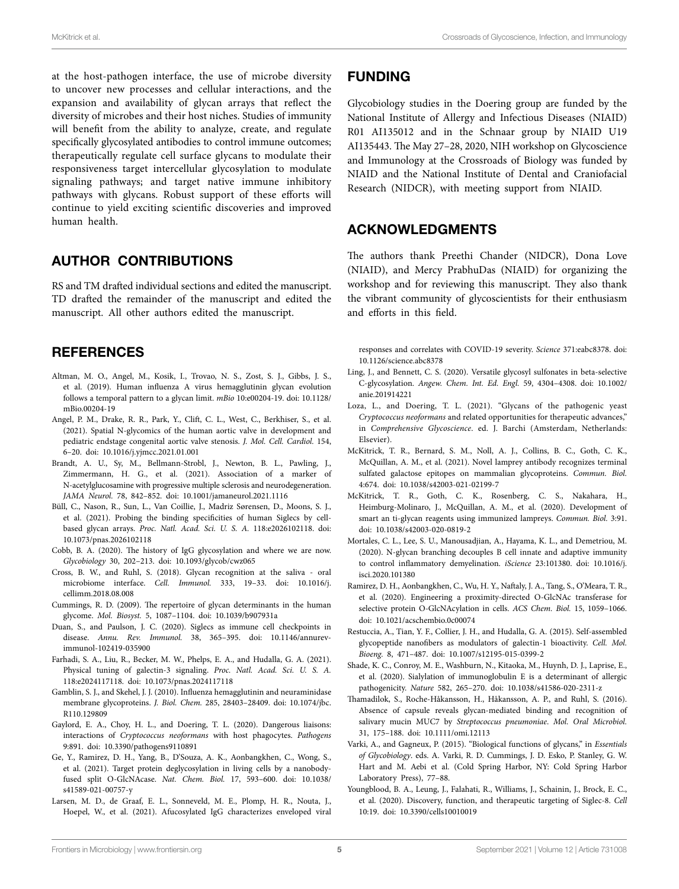at the host-pathogen interface, the use of microbe diversity to uncover new processes and cellular interactions, and the expansion and availability of glycan arrays that reflect the diversity of microbes and their host niches. Studies of immunity will benefit from the ability to analyze, create, and regulate specifically glycosylated antibodies to control immune outcomes; therapeutically regulate cell surface glycans to modulate their responsiveness target intercellular glycosylation to modulate signaling pathways; and target native immune inhibitory pathways with glycans. Robust support of these efforts will continue to yield exciting scientific discoveries and improved human health.

## AUTHOR CONTRIBUTIONS

RS and TM drafted individual sections and edited the manuscript. TD drafted the remainder of the manuscript and edited the manuscript. All other authors edited the manuscript.

## FUNDING

Glycobiology studies in the Doering group are funded by the National Institute of Allergy and Infectious Diseases (NIAID) R01 AI135012 and in the Schnaar group by NIAID U19 AI135443. The May 27–28, 2020, NIH workshop on Glycoscience and Immunology at the Crossroads of Biology was funded by NIAID and the National Institute of Dental and Craniofacial Research (NIDCR), with meeting support from NIAID.

## ACKNOWLEDGMENTS

The authors thank Preethi Chander (NIDCR), Dona Love (NIAID), and Mercy PrabhuDas (NIAID) for organizing the workshop and for reviewing this manuscript. They also thank the vibrant community of glycoscientists for their enthusiasm and efforts in this field.

## REFERENCES

Altman, M. O., Angel, M., Kosik, I., Trovao, N. S., Zost, S. J., Gibbs, J. S., et al. (2019). Human influenza A virus hemagglutinin glycan evolution follows a temporal pattern to a glycan limit. *mBio* 10:e00204-19. doi: 10.1128/mBio.00204-19

Angel, P. M., Drake, R. R., Park, Y., Clift, C. L., West, C., Berkhiser, S., et al. (2021). Spatial N-glycomics of the human aortic valve in development and pediatric endstage congenital aortic valve stenosis. *J. Mol. Cell. Cardiol.* 154, 6–20. doi: 10.1016/j.yjmcc.2021.01.001

Brandt, A. U., Sy, M., Bellmann-Strobl, J., Newton, B. L., Pawling, J., Zimmermann, H. G., et al. (2021). Association of a marker of N-acetylglucosamine with progressive multiple sclerosis and neurodegeneration. *JAMA Neurol.* 78, 842–852. doi: 10.1001/jamaneurol.2021.1116

Büll, C., Nason, R., Sun, L., Van Coillie, J., Madriz Sørensen, D., Moons, S. J., et al. (2021). Probing the binding specificities of human Siglecs by cell-based glycan arrays. *Proc. Natl. Acad. Sci. U. S. A.* 118:e2026102118. doi: 10.1073/pnas.2026102118

Cobb, B. A. (2020). The history of IgG glycosylation and where we are now. *Glycobiology* 30, 202–213. doi: 10.1093/glycob/cwz065

Cross, B. W., and Ruhl, S. (2018). Glycan recognition at the saliva - oral microbiome interface. *Cell. Immunol.* 333, 19–33. doi: 10.1016/j.cellimm.2018.08.008

Cummings, R. D. (2009). The repertoire of glycan determinants in the human glycome. *Mol. Biosyst.* 5, 1087–1104. doi: 10.1039/b907931a

Duan, S., and Paulson, J. C. (2020). Siglecs as immune cell checkpoints in disease. *Annu. Rev. Immunol.* 38, 365–395. doi: 10.1146/annurev-immunol-102419-035900

Farhadi, S. A., Liu, R., Becker, M. W., Phelps, E. A., and Hudalla, G. A. (2021). Physical tuning of galectin-3 signaling. *Proc. Natl. Acad. Sci. U. S. A.* 118:e2024117118. doi: 10.1073/pnas.2024117118

Gamblin, S. J., and Skehel, J. J. (2010). Influenza hemagglutinin and neuraminidase membrane glycoproteins. *J. Biol. Chem.* 285, 28403–28409. doi: 10.1074/jbc.R110.129809

Gaylord, E. A., Choy, H. L., and Doering, T. L. (2020). Dangerous liaisons: interactions of *Cryptococcus neoformans* with host phagocytes. *Pathogens* 9:891. doi: 10.3390/pathogens9110891

Ge, Y., Ramirez, D. H., Yang, B., D'Souza, A. K., Aonbangkhen, C., Wong, S., et al. (2021). Target protein deglycosylation in living cells by a nanobody-fused split O-GlcNAcase. *Nat. Chem. Biol.* 17, 593–600. doi: 10.1038/s41589-021-00757-y

Larsen, M. D., de Graaf, E. L., Sonneveld, M. E., Plomp, H. R., Nouta, J., Hoepel, W., et al. (2021). Afucosylated IgG characterizes enveloped viral responses and correlates with COVID-19 severity. *Science* 371:eabc8378. doi: 10.1126/science.abc8378

Ling, J., and Bennett, C. S. (2020). Versatile glycosyl sulfonates in beta-selective C-glycosylation. *Angew. Chem. Int. Ed. Engl.* 59, 4304–4308. doi: 10.1002/anie.201914221

Loza, L., and Doering, T. L. (2021). "Glycans of the pathogenic yeast *Cryptococcus neoformans* and related opportunities for therapeutic advances," in *Comprehensive Glycoscience*. ed. J. Barchi (Amsterdam, Netherlands: Elsevier).

McKitrick, T. R., Bernard, S. M., Noll, A. J., Collins, B. C., Goth, C. K., McQuillan, A. M., et al. (2021). Novel lamprey antibody recognizes terminal sulfated galactose epitopes on mammalian glycoproteins. *Commun. Biol.* 4:674. doi: 10.1038/s42003-021-02199-7

McKitrick, T. R., Goth, C. K., Rosenberg, C. S., Nakahara, H., Heimburg-Molinaro, J., McQuillan, A. M., et al. (2020). Development of smart an ti-glycan reagents using immunized lampreys. *Commun. Biol.* 3:91. doi: 10.1038/s42003-020-0819-2

Mortales, C. L., Lee, S. U., Manousadjian, A., Hayama, K. L., and Demetriou, M. (2020). N-glycan branching decouples B cell innate and adaptive immunity to control inflammatory demyelination. *iScience* 23:101380. doi: 10.1016/j.isci.2020.101380

Ramirez, D. H., Aonbangkhen, C., Wu, H. Y., Naftaly, J. A., Tang, S., O'Meara, T. R., et al. (2020). Engineering a proximity-directed O-GlcNAc transferase for selective protein O-GlcNAcylation in cells. *ACS Chem. Biol.* 15, 1059–1066. doi: 10.1021/acschembio.0c00074

Restuccia, A., Tian, Y. F., Collier, J. H., and Hudalla, G. A. (2015). Self-assembled glycopeptide nanofibers as modulators of galectin-1 bioactivity. *Cell. Mol. Bioeng.* 8, 471–487. doi: 10.1007/s12195-015-0399-2

Shade, K. C., Conroy, M. E., Washburn, N., Kitaoka, M., Huynh, D. J., Laprise, E., et al. (2020). Sialylation of immunoglobulin E is a determinant of allergic pathogenicity. *Nature* 582, 265–270. doi: 10.1038/s41586-020-2311-z

Thamadilok, S., Roche-Håkansson, H., Håkansson, A. P., and Ruhl, S. (2016). Absence of capsule reveals glycan-mediated binding and recognition of salivary mucin MUC7 by *Streptococcus pneumoniae*. *Mol. Oral Microbiol.* 31, 175–188. doi: 10.1111/omi.12113

Varki, A., and Gagneux, P. (2015). "Biological functions of glycans," in *Essentials of Glycobiology*. eds. A. Varki, R. D. Cummings, J. D. Esko, P. Stanley, G. W. Hart and M. Aebi et al. (Cold Spring Harbor, NY: Cold Spring Harbor Laboratory Press), 77–88.

Youngblood, B. A., Leung, J., Falahati, R., Williams, J., Schainin, J., Brock, E. C., et al. (2020). Discovery, function, and therapeutic targeting of Siglec-8. *Cell* 10:19. doi: 10.3390/cells10010019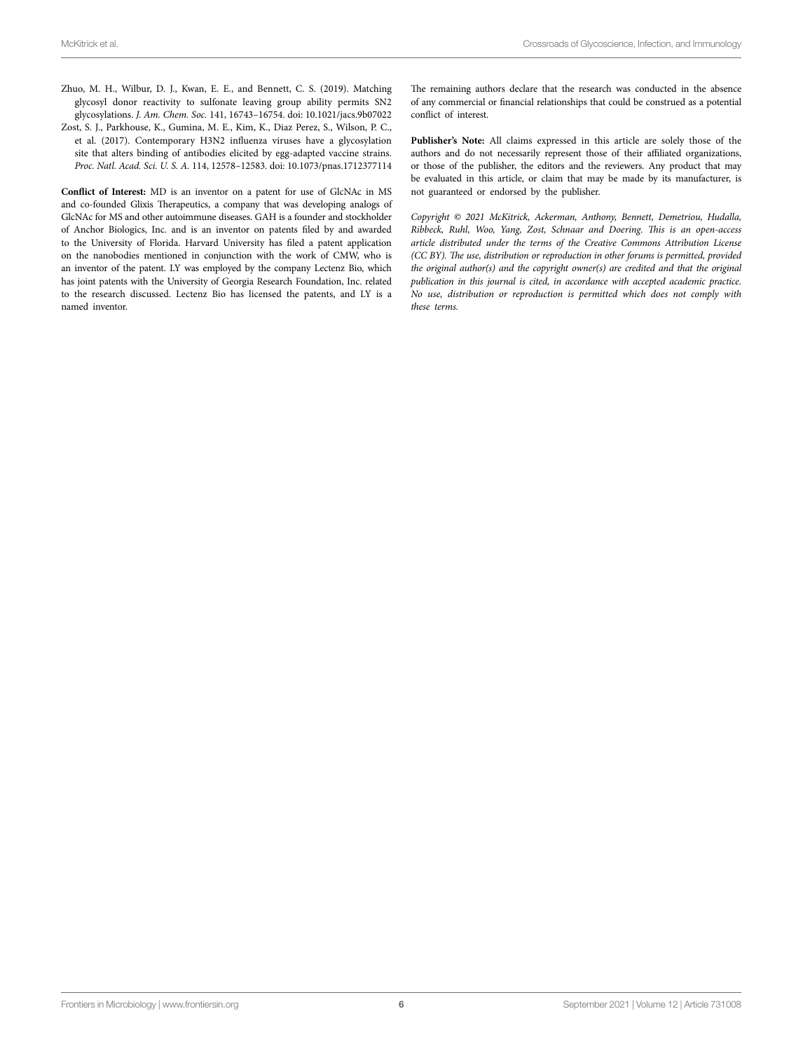Zhuo, M. H., Wilbur, D. J., Kwan, E. E., and Bennett, C. S. (2019). Matching glycosyl donor reactivity to sulfonate leaving group ability permits SN2 glycosylations. *J. Am. Chem. Soc.* 141, 16743–16754. doi: 10.1021/jacs.9b07022

Zost, S. J., Parkhouse, K., Gumina, M. E., Kim, K., Diaz Perez, S., Wilson, P. C., et al. (2017). Contemporary H3N2 influenza viruses have a glycosylation site that alters binding of antibodies elicited by egg-adapted vaccine strains. *Proc. Natl. Acad. Sci. U. S. A.* 114, 12578–12583. doi: 10.1073/pnas.1712377114

**Conflict of Interest:** MD is an inventor on a patent for use of GlcNAc in MS and co-founded Glixis Therapeutics, a company that was developing analogs of GlcNAc for MS and other autoimmune diseases. GAH is a founder and stockholder of Anchor Biologics, Inc. and is an inventor on patents filed by and awarded to the University of Florida. Harvard University has filed a patent application on the nanobodies mentioned in conjunction with the work of CMW, who is an inventor of the patent. LY was employed by the company Lectenz Bio, which has joint patents with the University of Georgia Research Foundation, Inc. related to the research discussed. Lectenz Bio has licensed the patents, and LY is a named inventor.

The remaining authors declare that the research was conducted in the absence of any commercial or financial relationships that could be construed as a potential conflict of interest.

**Publisher's Note:** All claims expressed in this article are solely those of the authors and do not necessarily represent those of their affiliated organizations, or those of the publisher, the editors and the reviewers. Any product that may be evaluated in this article, or claim that may be made by its manufacturer, is not guaranteed or endorsed by the publisher.

*Copyright © 2021 McKitrick, Ackerman, Anthony, Bennett, Demetriou, Hudalla, Ribbeck, Ruhl, Woo, Yang, Zost, Schnaar and Doering. This is an open-access article distributed under the terms of the Creative Commons Attribution License (CC BY). The use, distribution or reproduction in other forums is permitted, provided the original author(s) and the copyright owner(s) are credited and that the original publication in this journal is cited, in accordance with accepted academic practice. No use, distribution or reproduction is permitted which does not comply with these terms.*